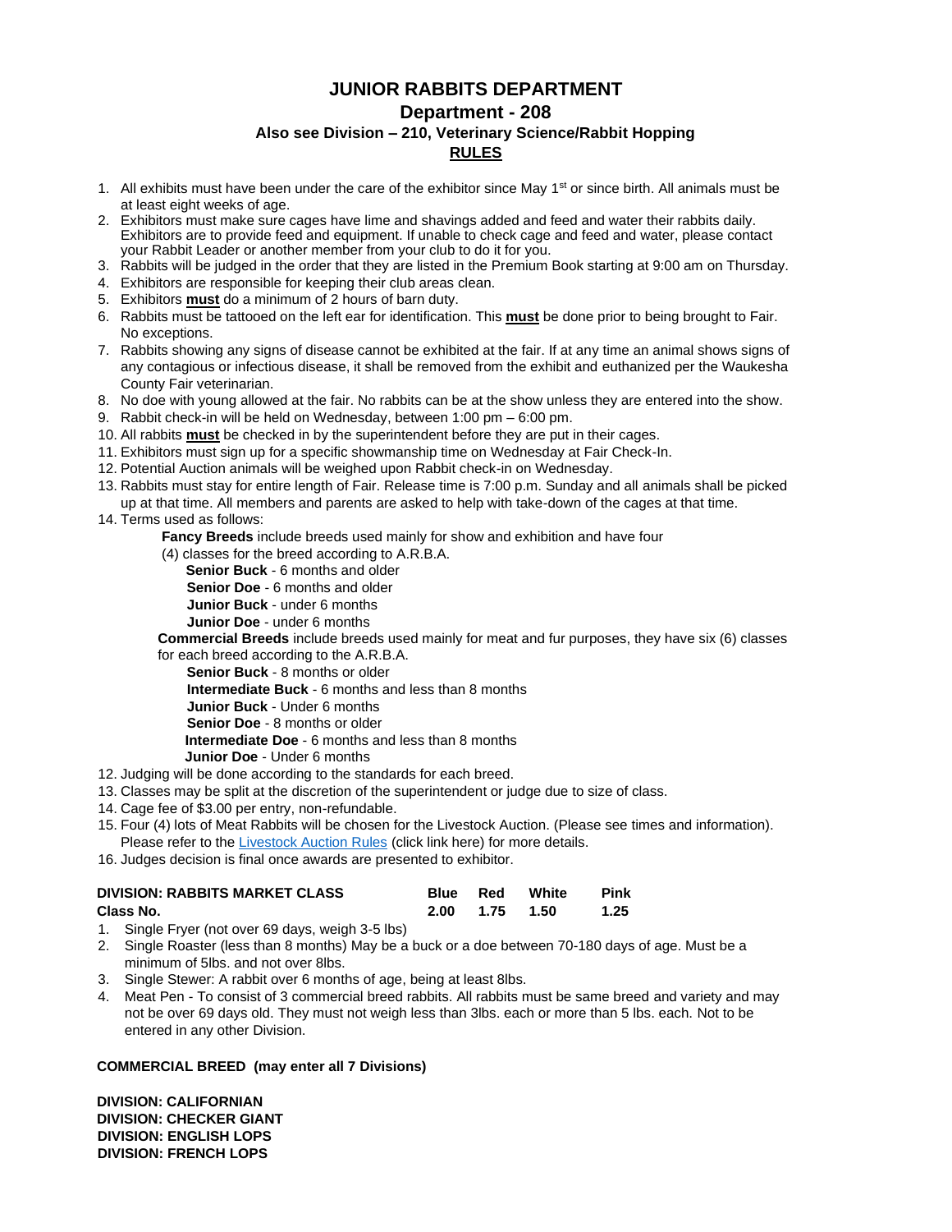# JUNIOR RABBITS DEPARTMENT

## Department - 208

### Also see Division – 210, Veterinary Science/Rabbit Hopping

### RULES

1. All exhibits must have been under the care of the exhibitor since May 1st or since birth. All animals must be at least eight weeks of age.
2. Exhibitors must make sure cages have lime and shavings added and feed and water their rabbits daily. Exhibitors are to provide feed and equipment. If unable to check cage and feed and water, please contact your Rabbit Leader or another member from your club to do it for you.
3. Rabbits will be judged in the order that they are listed in the Premium Book starting at 9:00 am on Thursday.
4. Exhibitors are responsible for keeping their club areas clean.
5. Exhibitors **must** do a minimum of 2 hours of barn duty.
6. Rabbits must be tattooed on the left ear for identification. This **must** be done prior to being brought to Fair. No exceptions.
7. Rabbits showing any signs of disease cannot be exhibited at the fair. If at any time an animal shows signs of any contagious or infectious disease, it shall be removed from the exhibit and euthanized per the Waukesha County Fair veterinarian.
8. No doe with young allowed at the fair. No rabbits can be at the show unless they are entered into the show.
9. Rabbit check-in will be held on Wednesday, between 1:00 pm – 6:00 pm.
10. All rabbits **must** be checked in by the superintendent before they are put in their cages.
11. Exhibitors must sign up for a specific showmanship time on Wednesday at Fair Check-In.
12. Potential Auction animals will be weighed upon Rabbit check-in on Wednesday.
13. Rabbits must stay for entire length of Fair. Release time is 7:00 p.m. Sunday and all animals shall be picked up at that time. All members and parents are asked to help with take-down of the cages at that time.
14. Terms used as follows:

    **Fancy Breeds** include breeds used mainly for show and exhibition and have four (4) classes for the breed according to A.R.B.A.

    - **Senior Buck** - 6 months and older
    - **Senior Doe** - 6 months and older
    - **Junior Buck** - under 6 months
    - **Junior Doe** - under 6 months

    **Commercial Breeds** include breeds used mainly for meat and fur purposes, they have six (6) classes for each breed according to the A.R.B.A.

    - **Senior Buck** - 8 months or older
    - **Intermediate Buck** - 6 months and less than 8 months
    - **Junior Buck** - Under 6 months
    - **Senior Doe** - 8 months or older
    - **Intermediate Doe** - 6 months and less than 8 months
    - **Junior Doe** - Under 6 months

12. Judging will be done according to the standards for each breed.
13. Classes may be split at the discretion of the superintendent or judge due to size of class.
14. Cage fee of $3.00 per entry, non-refundable.
15. Four (4) lots of Meat Rabbits will be chosen for the Livestock Auction. (Please see times and information). Please refer to the Livestock Auction Rules (click link here) for more details.
16. Judges decision is final once awards are presented to exhibitor.

| **DIVISION: RABBITS MARKET CLASS** | **Blue** | **Red** | **White** | **Pink** |
|---|---|---|---|---|
| **Class No.** | **2.00** | **1.75** | **1.50** | **1.25** |

1. Single Fryer (not over 69 days, weigh 3-5 lbs)
2. Single Roaster (less than 8 months) May be a buck or a doe between 70-180 days of age. Must be a minimum of 5lbs. and not over 8lbs.
3. Single Stewer: A rabbit over 6 months of age, being at least 8lbs.
4. Meat Pen - To consist of 3 commercial breed rabbits. All rabbits must be same breed and variety and may not be over 69 days old. They must not weigh less than 3lbs. each or more than 5 lbs. each. Not to be entered in any other Division.

**COMMERCIAL BREED (may enter all 7 Divisions)**

**DIVISION: CALIFORNIAN**
**DIVISION: CHECKER GIANT**
**DIVISION: ENGLISH LOPS**
**DIVISION: FRENCH LOPS**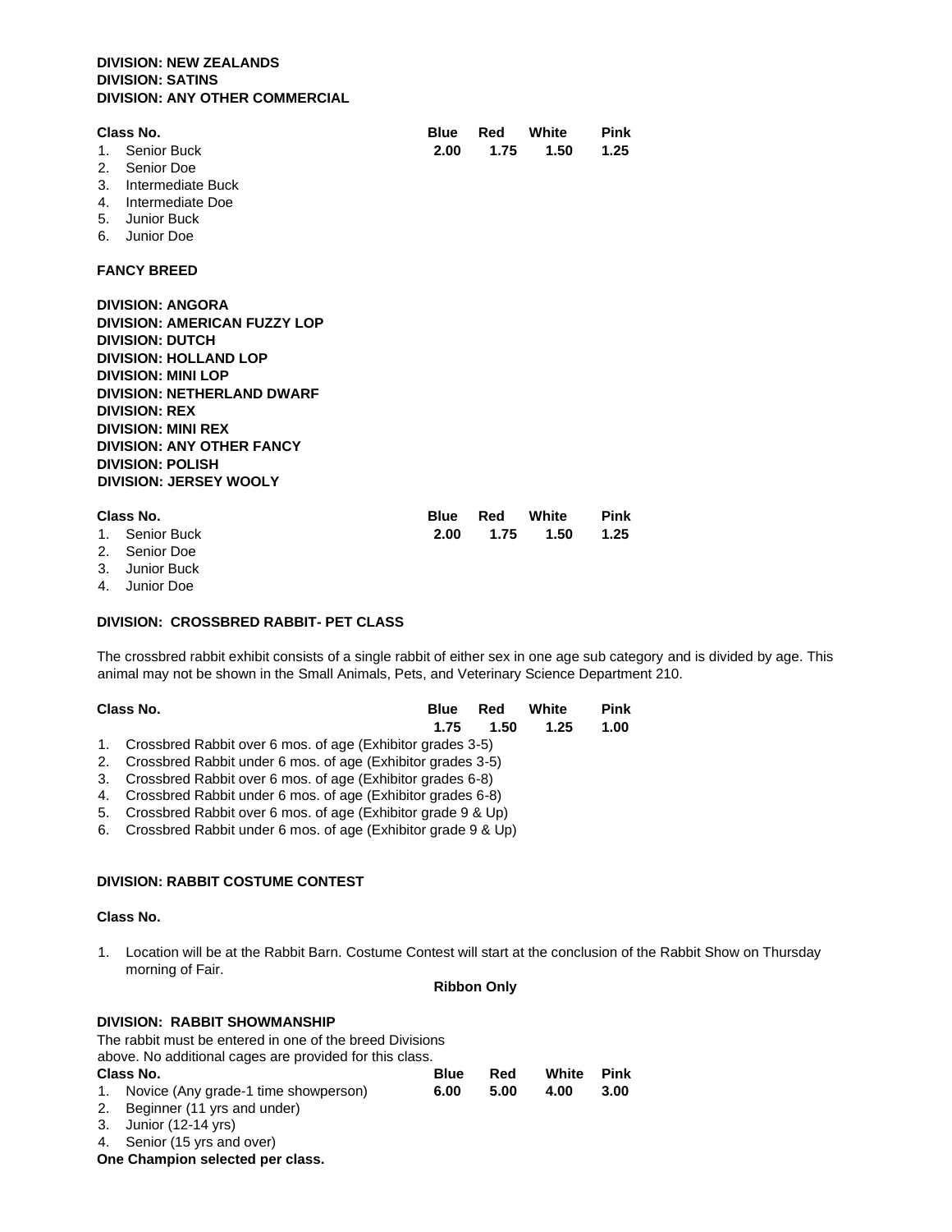**DIVISION: NEW ZEALANDS**
**DIVISION: SATINS**
**DIVISION: ANY OTHER COMMERCIAL**

| Class No. | Blue | Red | White | Pink |
|---|---|---|---|---|
| 1. Senior Buck | **2.00** | **1.75** | **1.50** | **1.25** |
| 2. Senior Doe | | | | |
| 3. Intermediate Buck | | | | |
| 4. Intermediate Doe | | | | |
| 5. Junior Buck | | | | |
| 6. Junior Doe | | | | |

**FANCY BREED**

**DIVISION: ANGORA**
**DIVISION: AMERICAN FUZZY LOP**
**DIVISION: DUTCH**
**DIVISION: HOLLAND LOP**
**DIVISION: MINI LOP**
**DIVISION: NETHERLAND DWARF**
**DIVISION: REX**
**DIVISION: MINI REX**
**DIVISION: ANY OTHER FANCY**
**DIVISION: POLISH**
**DIVISION: JERSEY WOOLY**

| Class No. | Blue | Red | White | Pink |
|---|---|---|---|---|
| 1. Senior Buck | **2.00** | **1.75** | **1.50** | **1.25** |
| 2. Senior Doe | | | | |
| 3. Junior Buck | | | | |
| 4. Junior Doe | | | | |

**DIVISION: CROSSBRED RABBIT- PET CLASS**

The crossbred rabbit exhibit consists of a single rabbit of either sex in one age sub category and is divided by age. This animal may not be shown in the Small Animals, Pets, and Veterinary Science Department 210.

| Class No. | Blue | Red | White | Pink |
|---|---|---|---|---|
| | **1.75** | **1.50** | **1.25** | **1.00** |
| 1. Crossbred Rabbit over 6 mos. of age (Exhibitor grades 3-5) | | | | |
| 2. Crossbred Rabbit under 6 mos. of age (Exhibitor grades 3-5) | | | | |
| 3. Crossbred Rabbit over 6 mos. of age (Exhibitor grades 6-8) | | | | |
| 4. Crossbred Rabbit under 6 mos. of age (Exhibitor grades 6-8) | | | | |
| 5. Crossbred Rabbit over 6 mos. of age (Exhibitor grade 9 & Up) | | | | |
| 6. Crossbred Rabbit under 6 mos. of age (Exhibitor grade 9 & Up) | | | | |

**DIVISION: RABBIT COSTUME CONTEST**

**Class No.**

1. Location will be at the Rabbit Barn. Costume Contest will start at the conclusion of the Rabbit Show on Thursday morning of Fair.

**Ribbon Only**

**DIVISION: RABBIT SHOWMANSHIP**

The rabbit must be entered in one of the breed Divisions above. No additional cages are provided for this class.

| Class No. | Blue | Red | White | Pink |
|---|---|---|---|---|
| 1. Novice (Any grade-1 time showperson) | **6.00** | **5.00** | **4.00** | **3.00** |
| 2. Beginner (11 yrs and under) | | | | |
| 3. Junior (12-14 yrs) | | | | |
| 4. Senior (15 yrs and over) | | | | |

**One Champion selected per class.**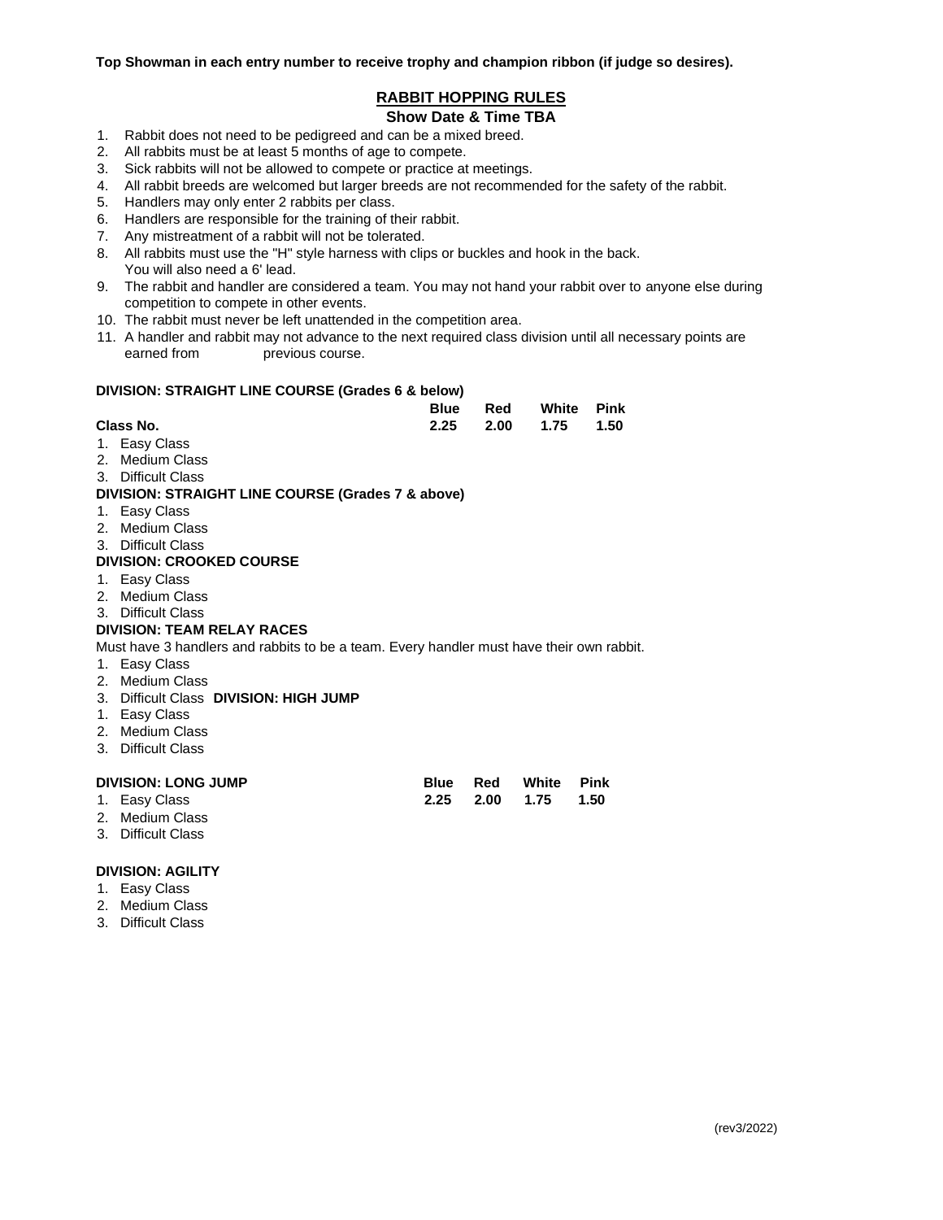**Top Showman in each entry number to receive trophy and champion ribbon (if judge so desires).**

## RABBIT HOPPING RULES

### Show Date & Time TBA

1. Rabbit does not need to be pedigreed and can be a mixed breed.
2. All rabbits must be at least 5 months of age to compete.
3. Sick rabbits will not be allowed to compete or practice at meetings.
4. All rabbit breeds are welcomed but larger breeds are not recommended for the safety of the rabbit.
5. Handlers may only enter 2 rabbits per class.
6. Handlers are responsible for the training of their rabbit.
7. Any mistreatment of a rabbit will not be tolerated.
8. All rabbits must use the "H" style harness with clips or buckles and hook in the back. You will also need a 6' lead.
9. The rabbit and handler are considered a team. You may not hand your rabbit over to anyone else during competition to compete in other events.
10. The rabbit must never be left unattended in the competition area.
11. A handler and rabbit may not advance to the next required class division until all necessary points are earned from previous course.

**DIVISION: STRAIGHT LINE COURSE (Grades 6 & below)**

| | Blue | Red | White | Pink |
|---|---|---|---|---|
| **Class No.** | **2.25** | **2.00** | **1.75** | **1.50** |

1. Easy Class
2. Medium Class
3. Difficult Class

**DIVISION: STRAIGHT LINE COURSE (Grades 7 & above)**

1. Easy Class
2. Medium Class
3. Difficult Class

**DIVISION: CROOKED COURSE**

1. Easy Class
2. Medium Class
3. Difficult Class

**DIVISION: TEAM RELAY RACES**

Must have 3 handlers and rabbits to be a team. Every handler must have their own rabbit.

1. Easy Class
2. Medium Class
3. Difficult Class

**DIVISION: HIGH JUMP**

1. Easy Class
2. Medium Class
3. Difficult Class

| | Blue | Red | White | Pink |
|---|---|---|---|---|
| **DIVISION: LONG JUMP** | **2.25** | **2.00** | **1.75** | **1.50** |

1. Easy Class
2. Medium Class
3. Difficult Class

**DIVISION: AGILITY**

1. Easy Class
2. Medium Class
3. Difficult Class

(rev3/2022)